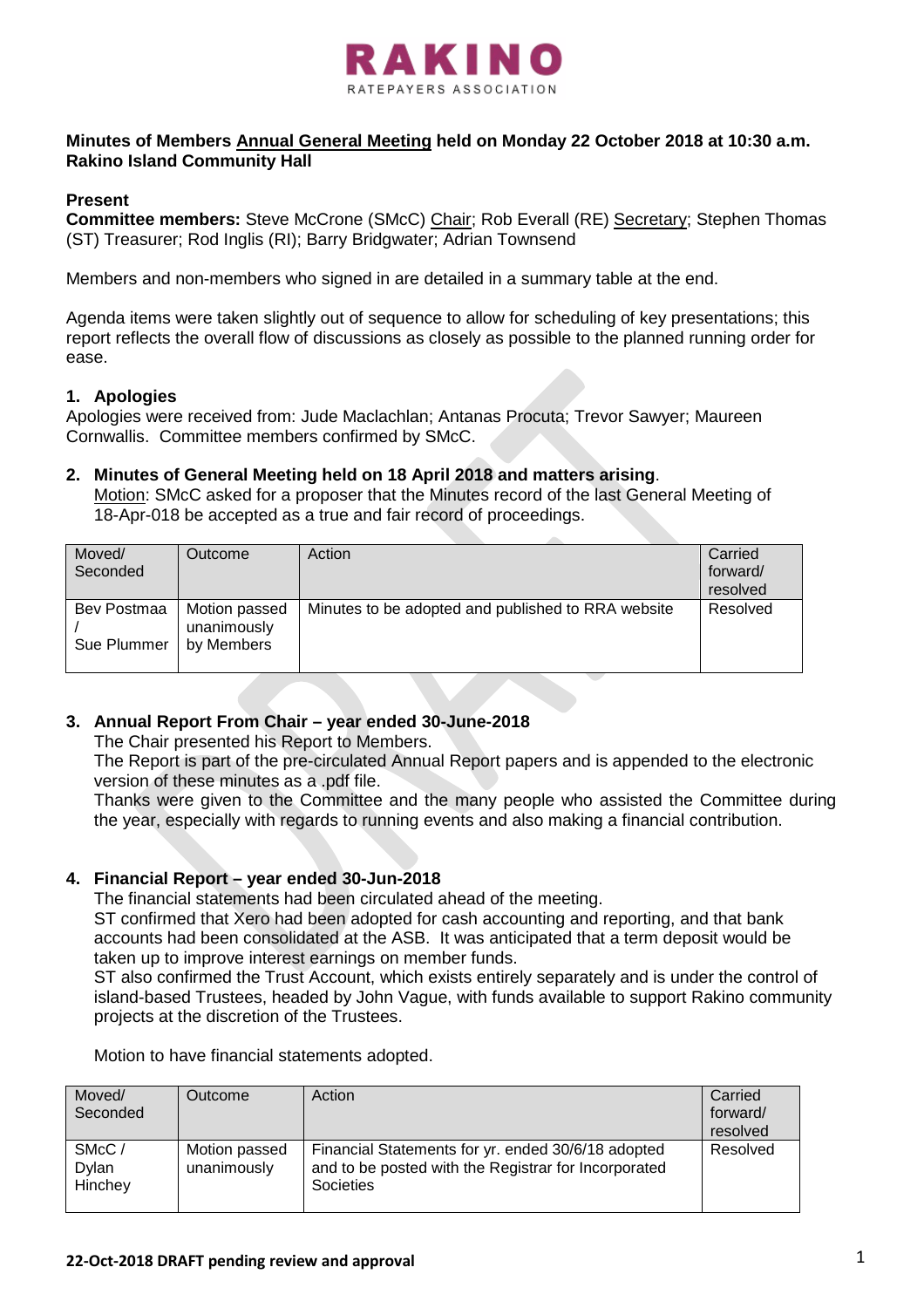# RAKINO

RATEPAYERS ASSOCIATION

**Minutes of Members Annual General Meeting held on Monday 22 October 2018 at 10:30 a.m. Rakino Island Community Hall**

**Present**

**Committee members:** Steve McCrone (SMcC) Chair; Rob Everall (RE) Secretary; Stephen Thomas (ST) Treasurer; Rod Inglis (RI); Barry Bridgwater; Adrian Townsend

Members and non-members who signed in are detailed in a summary table at the end.

Agenda items were taken slightly out of sequence to allow for scheduling of key presentations; this report reflects the overall flow of discussions as closely as possible to the planned running order for ease.

## 1. Apologies

Apologies were received from: Jude Maclachlan; Antanas Procuta; Trevor Sawyer; Maureen Cornwallis. Committee members confirmed by SMcC.

## 2. Minutes of General Meeting held on 18 April 2018 and matters arising.

Motion: SMcC asked for a proposer that the Minutes record of the last General Meeting of 18-Apr-018 be accepted as a true and fair record of proceedings.

| Moved/ Seconded | Outcome | Action | Carried forward/ resolved |
|---|---|---|---|
| Bev Postmaa / Sue Plummer | Motion passed unanimously by Members | Minutes to be adopted and published to RRA website | Resolved |

## 3. Annual Report From Chair – year ended 30-June-2018

The Chair presented his Report to Members.

The Report is part of the pre-circulated Annual Report papers and is appended to the electronic version of these minutes as a .pdf file.

Thanks were given to the Committee and the many people who assisted the Committee during the year, especially with regards to running events and also making a financial contribution.

## 4. Financial Report – year ended 30-Jun-2018

The financial statements had been circulated ahead of the meeting.

ST confirmed that Xero had been adopted for cash accounting and reporting, and that bank accounts had been consolidated at the ASB. It was anticipated that a term deposit would be taken up to improve interest earnings on member funds.

ST also confirmed the Trust Account, which exists entirely separately and is under the control of island-based Trustees, headed by John Vague, with funds available to support Rakino community projects at the discretion of the Trustees.

Motion to have financial statements adopted.

| Moved/ Seconded | Outcome | Action | Carried forward/ resolved |
|---|---|---|---|
| SMcC / Dylan Hinchey | Motion passed unanimously | Financial Statements for yr. ended 30/6/18 adopted and to be posted with the Registrar for Incorporated Societies | Resolved |

**22-Oct-2018 DRAFT pending review and approval**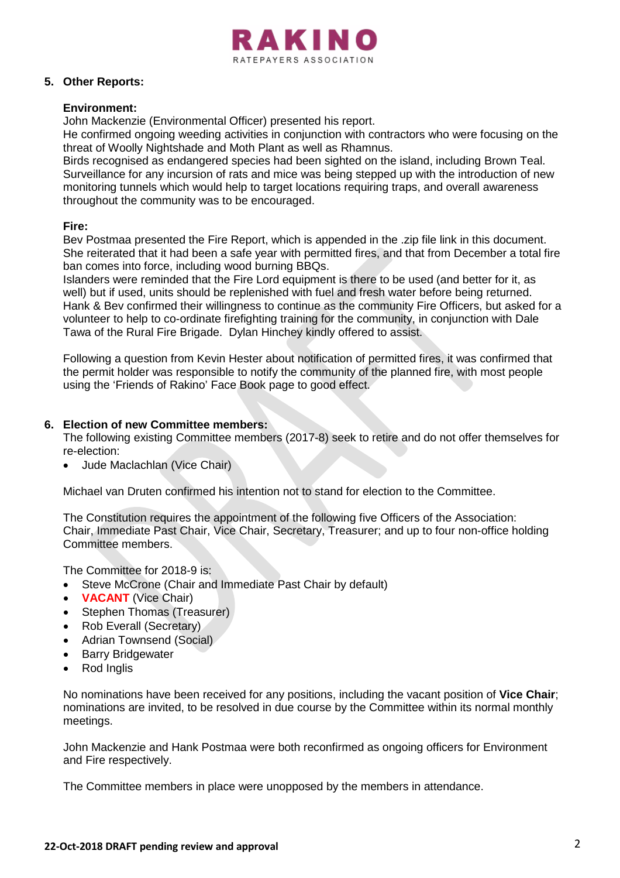## 5. Other Reports:

**Environment:**

John Mackenzie (Environmental Officer) presented his report.
He confirmed ongoing weeding activities in conjunction with contractors who were focusing on the threat of Woolly Nightshade and Moth Plant as well as Rhamnus.
Birds recognised as endangered species had been sighted on the island, including Brown Teal. Surveillance for any incursion of rats and mice was being stepped up with the introduction of new monitoring tunnels which would help to target locations requiring traps, and overall awareness throughout the community was to be encouraged.

**Fire:**

Bev Postmaa presented the Fire Report, which is appended in the .zip file link in this document. She reiterated that it had been a safe year with permitted fires, and that from December a total fire ban comes into force, including wood burning BBQs.
Islanders were reminded that the Fire Lord equipment is there to be used (and better for it, as well) but if used, units should be replenished with fuel and fresh water before being returned. Hank & Bev confirmed their willingness to continue as the community Fire Officers, but asked for a volunteer to help to co-ordinate firefighting training for the community, in conjunction with Dale Tawa of the Rural Fire Brigade. Dylan Hinchey kindly offered to assist.

Following a question from Kevin Hester about notification of permitted fires, it was confirmed that the permit holder was responsible to notify the community of the planned fire, with most people using the 'Friends of Rakino' Face Book page to good effect.

## 6. Election of new Committee members:

The following existing Committee members (2017-8) seek to retire and do not offer themselves for re-election:

- Jude Maclachlan (Vice Chair)

Michael van Druten confirmed his intention not to stand for election to the Committee.

The Constitution requires the appointment of the following five Officers of the Association: Chair, Immediate Past Chair, Vice Chair, Secretary, Treasurer; and up to four non-office holding Committee members.

The Committee for 2018-9 is:

- Steve McCrone (Chair and Immediate Past Chair by default)
- **VACANT** (Vice Chair)
- Stephen Thomas (Treasurer)
- Rob Everall (Secretary)
- Adrian Townsend (Social)
- Barry Bridgewater
- Rod Inglis

No nominations have been received for any positions, including the vacant position of **Vice Chair**; nominations are invited, to be resolved in due course by the Committee within its normal monthly meetings.

John Mackenzie and Hank Postmaa were both reconfirmed as ongoing officers for Environment and Fire respectively.

The Committee members in place were unopposed by the members in attendance.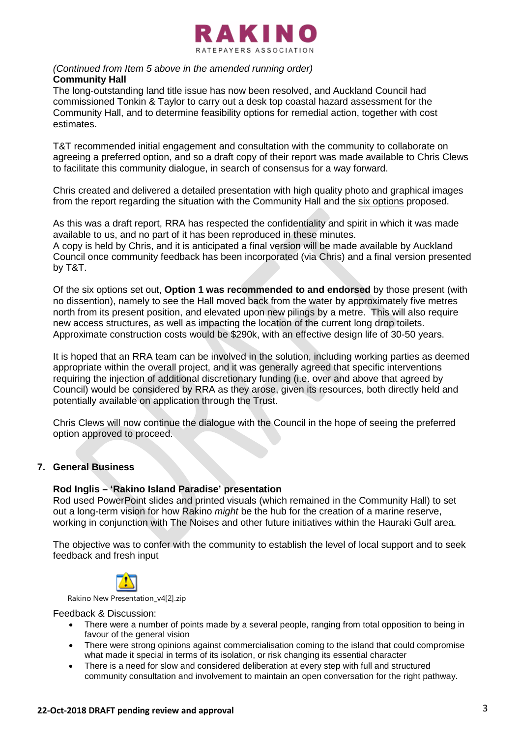*(Continued from Item 5 above in the amended running order)*
**Community Hall**
The long-outstanding land title issue has now been resolved, and Auckland Council had commissioned Tonkin & Taylor to carry out a desk top coastal hazard assessment for the Community Hall, and to determine feasibility options for remedial action, together with cost estimates.

T&T recommended initial engagement and consultation with the community to collaborate on agreeing a preferred option, and so a draft copy of their report was made available to Chris Clews to facilitate this community dialogue, in search of consensus for a way forward.

Chris created and delivered a detailed presentation with high quality photo and graphical images from the report regarding the situation with the Community Hall and the six options proposed.

As this was a draft report, RRA has respected the confidentiality and spirit in which it was made available to us, and no part of it has been reproduced in these minutes.
A copy is held by Chris, and it is anticipated a final version will be made available by Auckland Council once community feedback has been incorporated (via Chris) and a final version presented by T&T.

Of the six options set out, **Option 1 was recommended to and endorsed** by those present (with no dissention), namely to see the Hall moved back from the water by approximately five metres north from its present position, and elevated upon new pilings by a metre. This will also require new access structures, as well as impacting the location of the current long drop toilets. Approximate construction costs would be $290k, with an effective design life of 30-50 years.

It is hoped that an RRA team can be involved in the solution, including working parties as deemed appropriate within the overall project, and it was generally agreed that specific interventions requiring the injection of additional discretionary funding (i.e. over and above that agreed by Council) would be considered by RRA as they arose, given its resources, both directly held and potentially available on application through the Trust.

Chris Clews will now continue the dialogue with the Council in the hope of seeing the preferred option approved to proceed.

## 7. General Business

**Rod Inglis – 'Rakino Island Paradise' presentation**
Rod used PowerPoint slides and printed visuals (which remained in the Community Hall) to set out a long-term vision for how Rakino *might* be the hub for the creation of a marine reserve, working in conjunction with The Noises and other future initiatives within the Hauraki Gulf area.

The objective was to confer with the community to establish the level of local support and to seek feedback and fresh input

Rakino New Presentation_v4[2].zip

Feedback & Discussion:

- There were a number of points made by a several people, ranging from total opposition to being in favour of the general vision
- There were strong opinions against commercialisation coming to the island that could compromise what made it special in terms of its isolation, or risk changing its essential character
- There is a need for slow and considered deliberation at every step with full and structured community consultation and involvement to maintain an open conversation for the right pathway.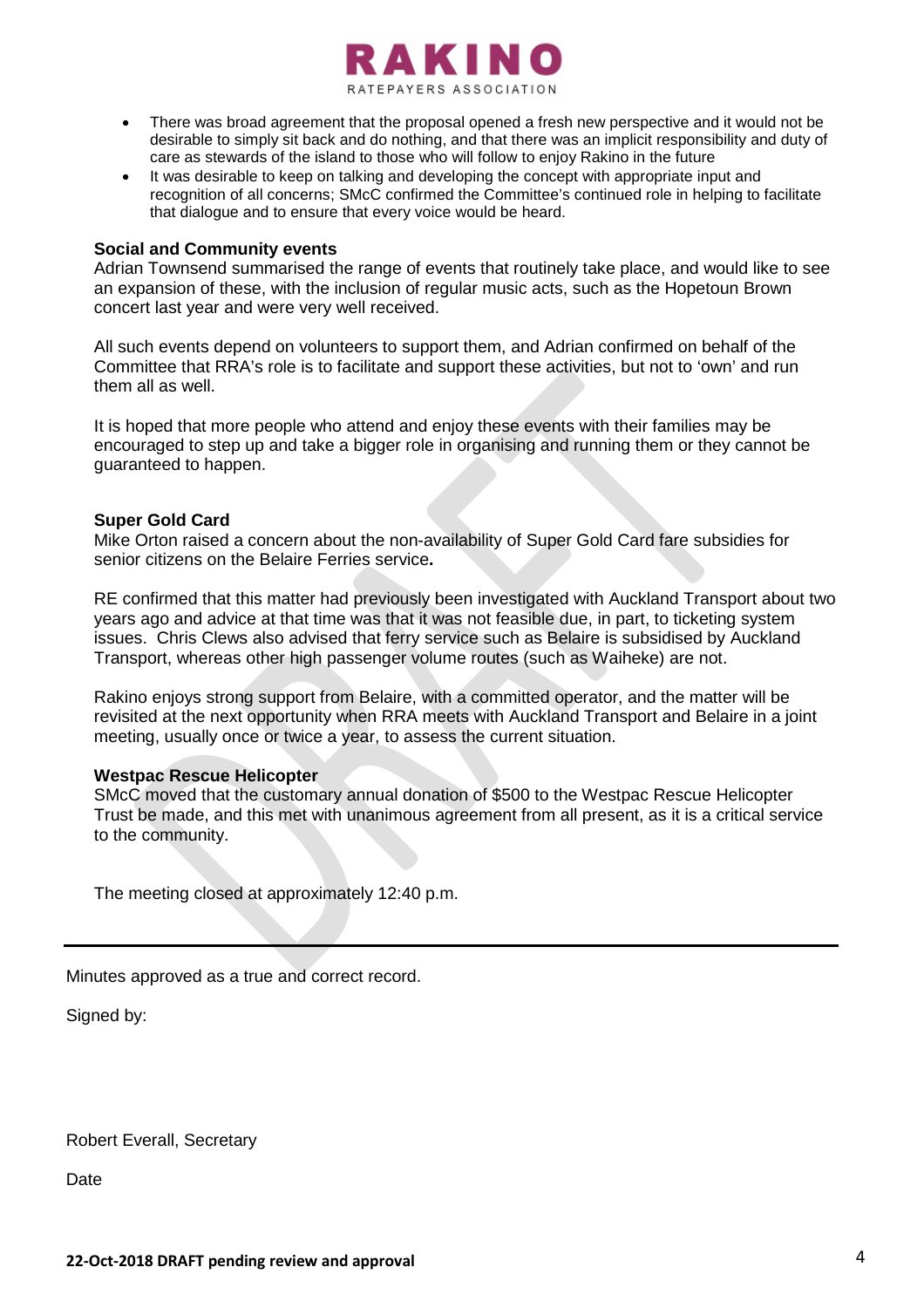- There was broad agreement that the proposal opened a fresh new perspective and it would not be desirable to simply sit back and do nothing, and that there was an implicit responsibility and duty of care as stewards of the island to those who will follow to enjoy Rakino in the future
- It was desirable to keep on talking and developing the concept with appropriate input and recognition of all concerns; SMcC confirmed the Committee's continued role in helping to facilitate that dialogue and to ensure that every voice would be heard.

**Social and Community events**

Adrian Townsend summarised the range of events that routinely take place, and would like to see an expansion of these, with the inclusion of regular music acts, such as the Hopetoun Brown concert last year and were very well received.

All such events depend on volunteers to support them, and Adrian confirmed on behalf of the Committee that RRA's role is to facilitate and support these activities, but not to 'own' and run them all as well.

It is hoped that more people who attend and enjoy these events with their families may be encouraged to step up and take a bigger role in organising and running them or they cannot be guaranteed to happen.

**Super Gold Card**

Mike Orton raised a concern about the non-availability of Super Gold Card fare subsidies for senior citizens on the Belaire Ferries service**.**

RE confirmed that this matter had previously been investigated with Auckland Transport about two years ago and advice at that time was that it was not feasible due, in part, to ticketing system issues. Chris Clews also advised that ferry service such as Belaire is subsidised by Auckland Transport, whereas other high passenger volume routes (such as Waiheke) are not.

Rakino enjoys strong support from Belaire, with a committed operator, and the matter will be revisited at the next opportunity when RRA meets with Auckland Transport and Belaire in a joint meeting, usually once or twice a year, to assess the current situation.

**Westpac Rescue Helicopter**

SMcC moved that the customary annual donation of $500 to the Westpac Rescue Helicopter Trust be made, and this met with unanimous agreement from all present, as it is a critical service to the community.

The meeting closed at approximately 12:40 p.m.

---

Minutes approved as a true and correct record.

Signed by:

Robert Everall, Secretary

Date

**22-Oct-2018 DRAFT pending review and approval**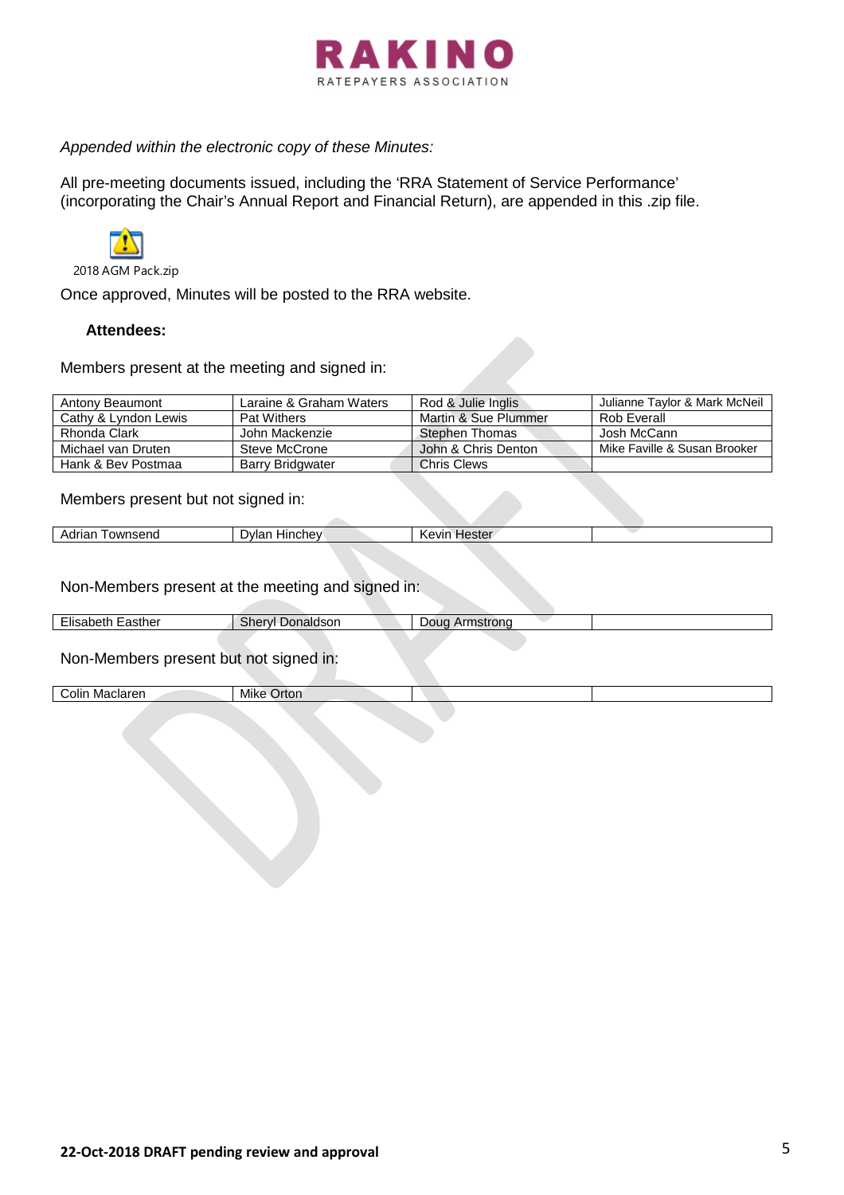*Appended within the electronic copy of these Minutes:*

All pre-meeting documents issued, including the 'RRA Statement of Service Performance' (incorporating the Chair's Annual Report and Financial Return), are appended in this .zip file.

2018 AGM Pack.zip

Once approved, Minutes will be posted to the RRA website.

**Attendees:**

Members present at the meeting and signed in:

| | | | |
|---|---|---|---|
| Antony Beaumont | Laraine & Graham Waters | Rod & Julie Inglis | Julianne Taylor & Mark McNeil |
| Cathy & Lyndon Lewis | Pat Withers | Martin & Sue Plummer | Rob Everall |
| Rhonda Clark | John Mackenzie | Stephen Thomas | Josh McCann |
| Michael van Druten | Steve McCrone | John & Chris Denton | Mike Faville & Susan Brooker |
| Hank & Bev Postmaa | Barry Bridgwater | Chris Clews | |

Members present but not signed in:

| | | | |
|---|---|---|---|
| Adrian Townsend | Dylan Hinchey | Kevin Hester | |

Non-Members present at the meeting and signed in:

| | | | |
|---|---|---|---|
| Elisabeth Easther | Sheryl Donaldson | Doug Armstrong | |

Non-Members present but not signed in:

| | | | |
|---|---|---|---|
| Colin Maclaren | Mike Orton | | |

**22-Oct-2018 DRAFT pending review and approval**